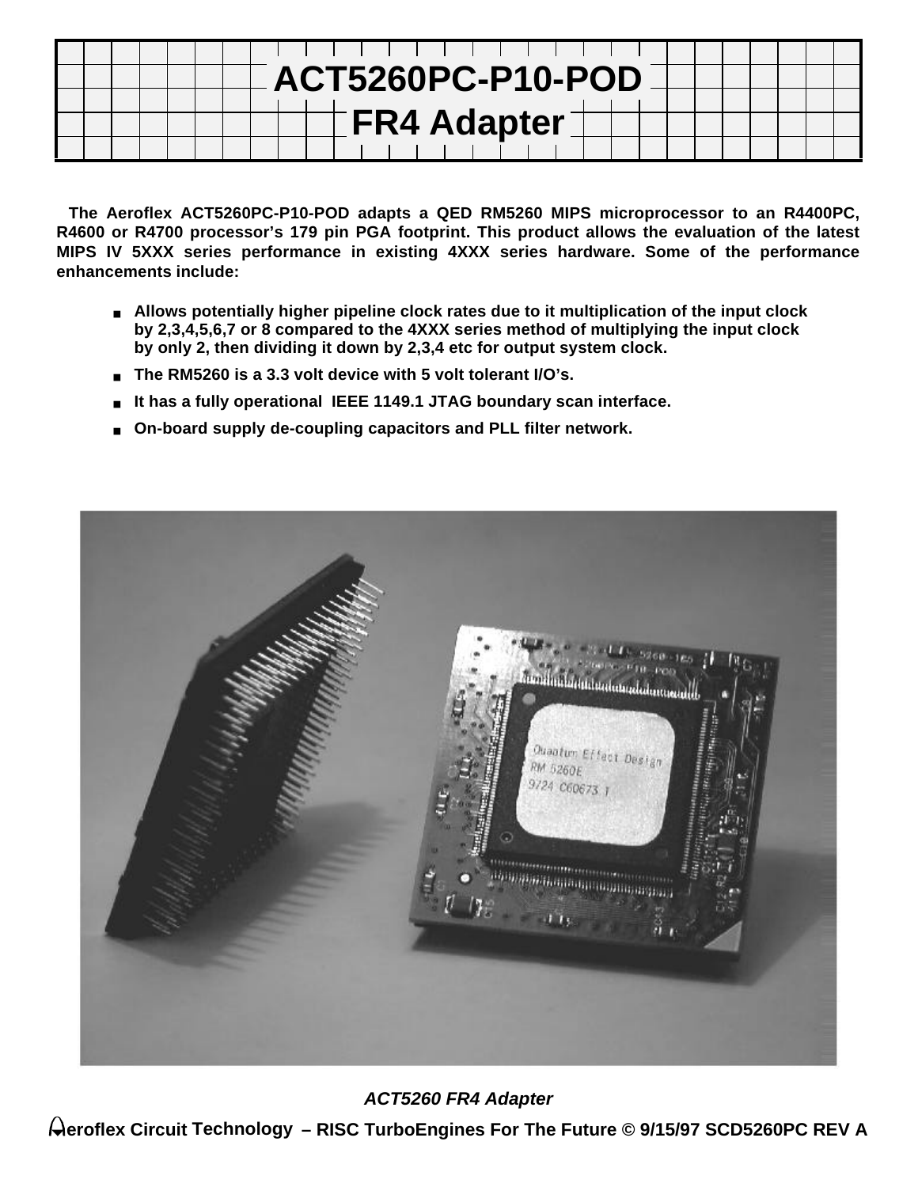# ACT5260PC-P10-POD
# FR4 Adapter

**The Aeroflex ACT5260PC-P10-POD adapts a QED RM5260 MIPS microprocessor to an R4400PC, R4600 or R4700 processor's 179 pin PGA footprint. This product allows the evaluation of the latest MIPS IV 5XXX series performance in existing 4XXX series hardware. Some of the performance enhancements include:**

- **Allows potentially higher pipeline clock rates due to it multiplication of the input clock by 2,3,4,5,6,7 or 8 compared to the 4XXX series method of multiplying the input clock by only 2, then dividing it down by 2,3,4 etc for output system clock.**
- **The RM5260 is a 3.3 volt device with 5 volt tolerant I/O's.**
- **It has a fully operational IEEE 1149.1 JTAG boundary scan interface.**
- **On-board supply de-coupling capacitors and PLL filter network.**

***ACT5260 FR4 Adapter***

**Aeroflex Circuit Technology – RISC TurboEngines For The Future © 9/15/97 SCD5260PC REV A**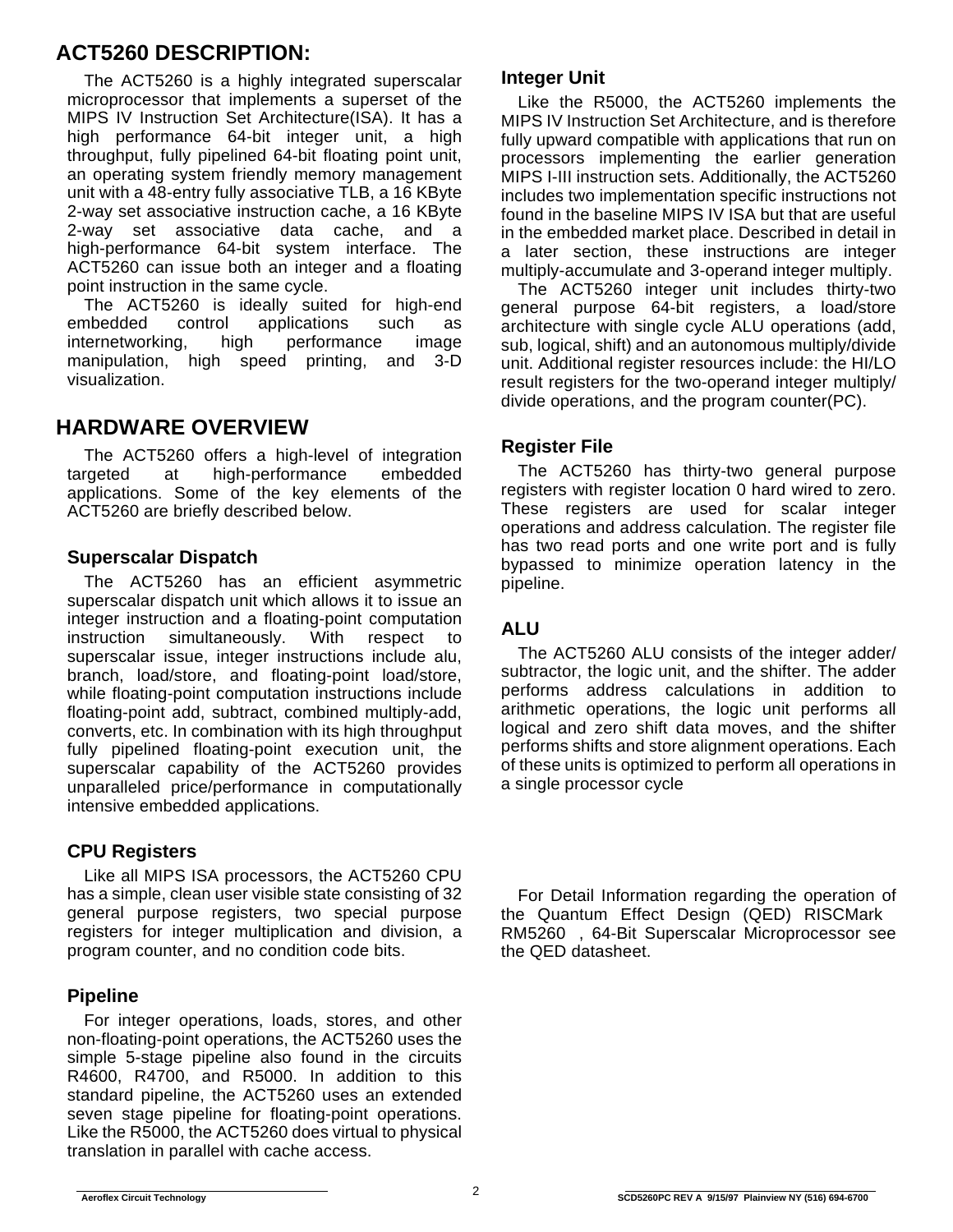## ACT5260 DESCRIPTION:

The ACT5260 is a highly integrated superscalar microprocessor that implements a superset of the MIPS IV Instruction Set Architecture(ISA). It has a high performance 64-bit integer unit, a high throughput, fully pipelined 64-bit floating point unit, an operating system friendly memory management unit with a 48-entry fully associative TLB, a 16 KByte 2-way set associative instruction cache, a 16 KByte 2-way set associative data cache, and a high-performance 64-bit system interface. The ACT5260 can issue both an integer and a floating point instruction in the same cycle.

The ACT5260 is ideally suited for high-end embedded control applications such as internetworking, high performance image manipulation, high speed printing, and 3-D visualization.

## HARDWARE OVERVIEW

The ACT5260 offers a high-level of integration targeted at high-performance embedded applications. Some of the key elements of the ACT5260 are briefly described below.

### Superscalar Dispatch

The ACT5260 has an efficient asymmetric superscalar dispatch unit which allows it to issue an integer instruction and a floating-point computation instruction simultaneously. With respect to superscalar issue, integer instructions include alu, branch, load/store, and floating-point load/store, while floating-point computation instructions include floating-point add, subtract, combined multiply-add, converts, etc. In combination with its high throughput fully pipelined floating-point execution unit, the superscalar capability of the ACT5260 provides unparalleled price/performance in computationally intensive embedded applications.

### CPU Registers

Like all MIPS ISA processors, the ACT5260 CPU has a simple, clean user visible state consisting of 32 general purpose registers, two special purpose registers for integer multiplication and division, a program counter, and no condition code bits.

### Pipeline

For integer operations, loads, stores, and other non-floating-point operations, the ACT5260 uses the simple 5-stage pipeline also found in the circuits R4600, R4700, and R5000. In addition to this standard pipeline, the ACT5260 uses an extended seven stage pipeline for floating-point operations. Like the R5000, the ACT5260 does virtual to physical translation in parallel with cache access.

### Integer Unit

Like the R5000, the ACT5260 implements the MIPS IV Instruction Set Architecture, and is therefore fully upward compatible with applications that run on processors implementing the earlier generation MIPS I-III instruction sets. Additionally, the ACT5260 includes two implementation specific instructions not found in the baseline MIPS IV ISA but that are useful in the embedded market place. Described in detail in a later section, these instructions are integer multiply-accumulate and 3-operand integer multiply.

The ACT5260 integer unit includes thirty-two general purpose 64-bit registers, a load/store architecture with single cycle ALU operations (add, sub, logical, shift) and an autonomous multiply/divide unit. Additional register resources include: the HI/LO result registers for the two-operand integer multiply/divide operations, and the program counter(PC).

### Register File

The ACT5260 has thirty-two general purpose registers with register location 0 hard wired to zero. These registers are used for scalar integer operations and address calculation. The register file has two read ports and one write port and is fully bypassed to minimize operation latency in the pipeline.

### ALU

The ACT5260 ALU consists of the integer adder/subtractor, the logic unit, and the shifter. The adder performs address calculations in addition to arithmetic operations, the logic unit performs all logical and zero shift data moves, and the shifter performs shifts and store alignment operations. Each of these units is optimized to perform all operations in a single processor cycle

For Detail Information regarding the operation of the Quantum Effect Design (QED) RISCMark RM5260 , 64-Bit Superscalar Microprocessor see the QED datasheet.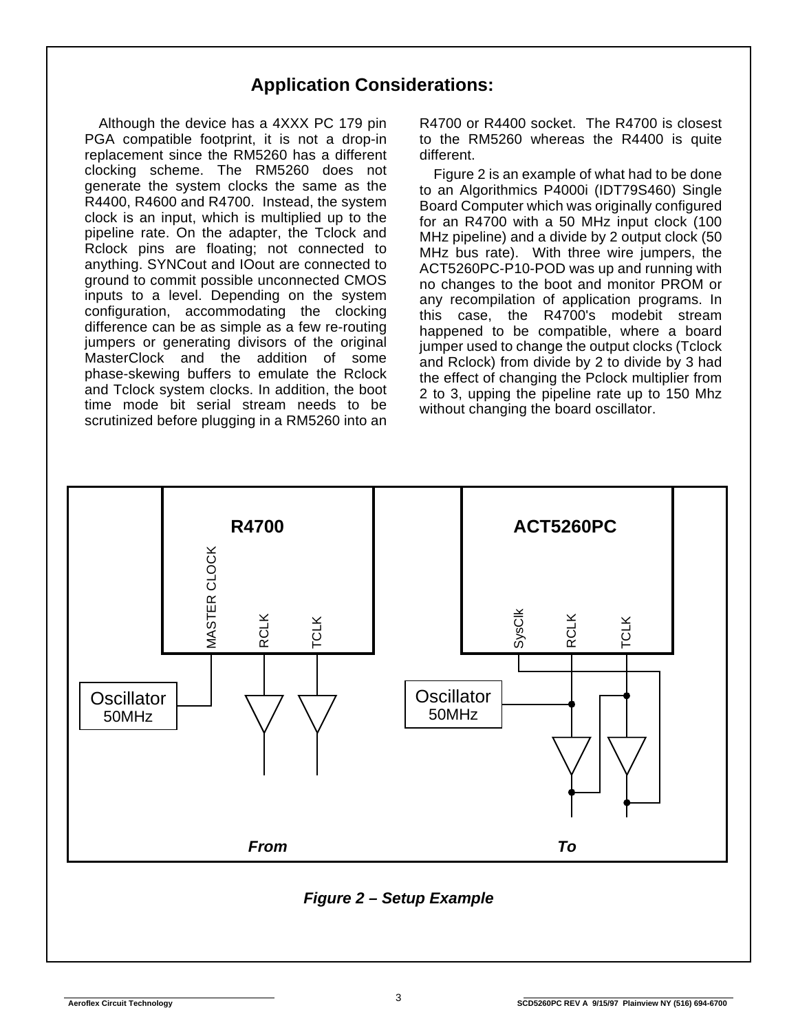## Application Considerations:

Although the device has a 4XXX PC 179 pin PGA compatible footprint, it is not a drop-in replacement since the RM5260 has a different clocking scheme. The RM5260 does not generate the system clocks the same as the R4400, R4600 and R4700. Instead, the system clock is an input, which is multiplied up to the pipeline rate. On the adapter, the Tclock and Rclock pins are floating; not connected to anything. SYNCout and IOout are connected to ground to commit possible unconnected CMOS inputs to a level. Depending on the system configuration, accommodating the clocking difference can be as simple as a few re-routing jumpers or generating divisors of the original MasterClock and the addition of some phase-skewing buffers to emulate the Rclock and Tclock system clocks. In addition, the boot time mode bit serial stream needs to be scrutinized before plugging in a RM5260 into an R4700 or R4400 socket. The R4700 is closest to the RM5260 whereas the R4400 is quite different.

Figure 2 is an example of what had to be done to an Algorithmics P4000i (IDT79S460) Single Board Computer which was originally configured for an R4700 with a 50 MHz input clock (100 MHz pipeline) and a divide by 2 output clock (50 MHz bus rate). With three wire jumpers, the ACT5260PC-P10-POD was up and running with no changes to the boot and monitor PROM or any recompilation of application programs. In this case, the R4700's modebit stream happened to be compatible, where a board jumper used to change the output clocks (Tclock and Rclock) from divide by 2 to divide by 3 had the effect of changing the Pclock multiplier from 2 to 3, upping the pipeline rate up to 150 Mhz without changing the board oscillator.

R4700 — MASTER CLOCK, RCLK, TCLK; Oscillator 50MHz

ACT5260PC — SysClk, RCLK, TCLK; Oscillator 50MHz

*From* *To*

*Figure 2 – Setup Example*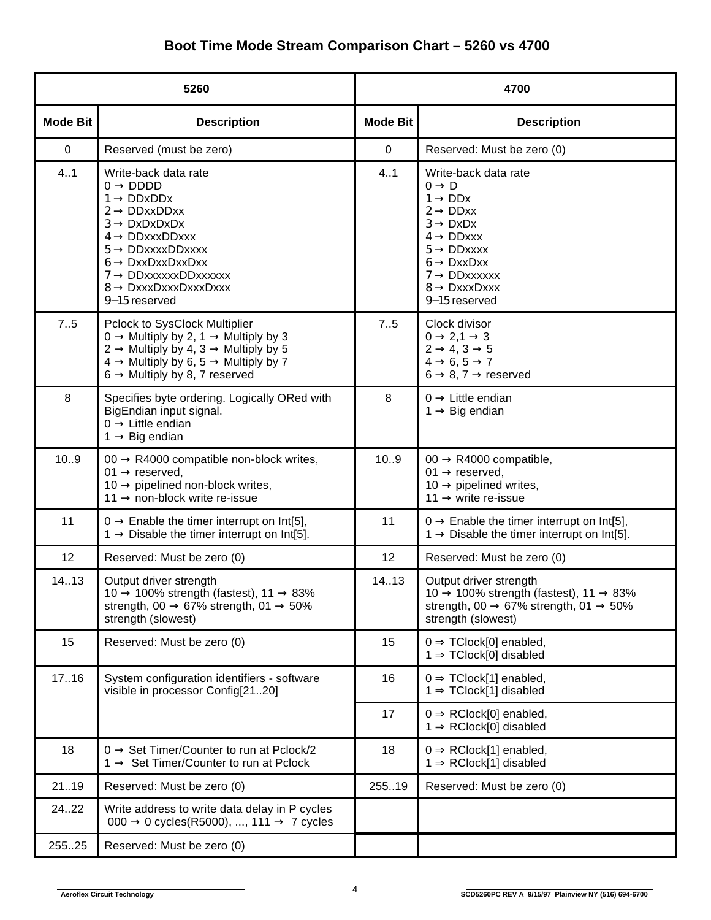# Boot Time Mode Stream Comparison Chart – 5260 vs 4700

| 5260 | | 4700 | |
|---|---|---|---|
| **Mode Bit** | **Description** | **Mode Bit** | **Description** |
| 0 | Reserved (must be zero) | 0 | Reserved: Must be zero (0) |
| 4..1 | Write-back data rate<br>0 → DDDD<br>1 → DDxDDx<br>2 → DDxxDDxx<br>3 → DxDxDxDx<br>4 → DDxxxDDxxx<br>5 → DDxxxxDDxxxx<br>6 → DxxDxxDxxDxx<br>7 → DDxxxxxxDDxxxxxx<br>8 → DxxxDxxxDxxxDxxx<br>9–15 reserved | 4..1 | Write-back data rate<br>0 → D<br>1 → DDx<br>2 → DDxx<br>3 → DxDx<br>4 → DDxxx<br>5 → DDxxxx<br>6 → DxxDxx<br>7 → DDxxxxxx<br>8 → DxxxDxxx<br>9–15 reserved |
| 7..5 | Pclock to SysClock Multiplier<br>0 → Multiply by 2, 1 → Multiply by 3<br>2 → Multiply by 4, 3 → Multiply by 5<br>4 → Multiply by 6, 5 → Multiply by 7<br>6 → Multiply by 8, 7 reserved | 7..5 | Clock divisor<br>0 → 2,1 → 3<br>2 → 4, 3 → 5<br>4 → 6, 5 → 7<br>6 → 8, 7 → reserved |
| 8 | Specifies byte ordering. Logically ORed with BigEndian input signal.<br>0 → Little endian<br>1 → Big endian | 8 | 0 → Little endian<br>1 → Big endian |
| 10..9 | 00 → R4000 compatible non-block writes,<br>01 → reserved,<br>10 → pipelined non-block writes,<br>11 → non-block write re-issue | 10..9 | 00 → R4000 compatible,<br>01 → reserved,<br>10 → pipelined writes,<br>11 → write re-issue |
| 11 | 0 → Enable the timer interrupt on Int[5],<br>1 → Disable the timer interrupt on Int[5]. | 11 | 0 → Enable the timer interrupt on Int[5],<br>1 → Disable the timer interrupt on Int[5]. |
| 12 | Reserved: Must be zero (0) | 12 | Reserved: Must be zero (0) |
| 14..13 | Output driver strength<br>10 → 100% strength (fastest), 11 → 83% strength, 00 → 67% strength, 01 → 50% strength (slowest) | 14..13 | Output driver strength<br>10 → 100% strength (fastest), 11 → 83% strength, 00 → 67% strength, 01 → 50% strength (slowest) |
| 15 | Reserved: Must be zero (0) | 15 | 0 ⇒ TClock[0] enabled,<br>1 ⇒ TClock[0] disabled |
| 17..16 | System configuration identifiers - software visible in processor Config[21..20] | 16 | 0 ⇒ TClock[1] enabled,<br>1 ⇒ TClock[1] disabled |
| | | 17 | 0 ⇒ RClock[0] enabled,<br>1 ⇒ RClock[0] disabled |
| 18 | 0 → Set Timer/Counter to run at Pclock/2<br>1 → Set Timer/Counter to run at Pclock | 18 | 0 ⇒ RClock[1] enabled,<br>1 ⇒ RClock[1] disabled |
| 21..19 | Reserved: Must be zero (0) | 255..19 | Reserved: Must be zero (0) |
| 24..22 | Write address to write data delay in P cycles<br>000 → 0 cycles(R5000), ..., 111 → 7 cycles | | |
| 255..25 | Reserved: Must be zero (0) | | |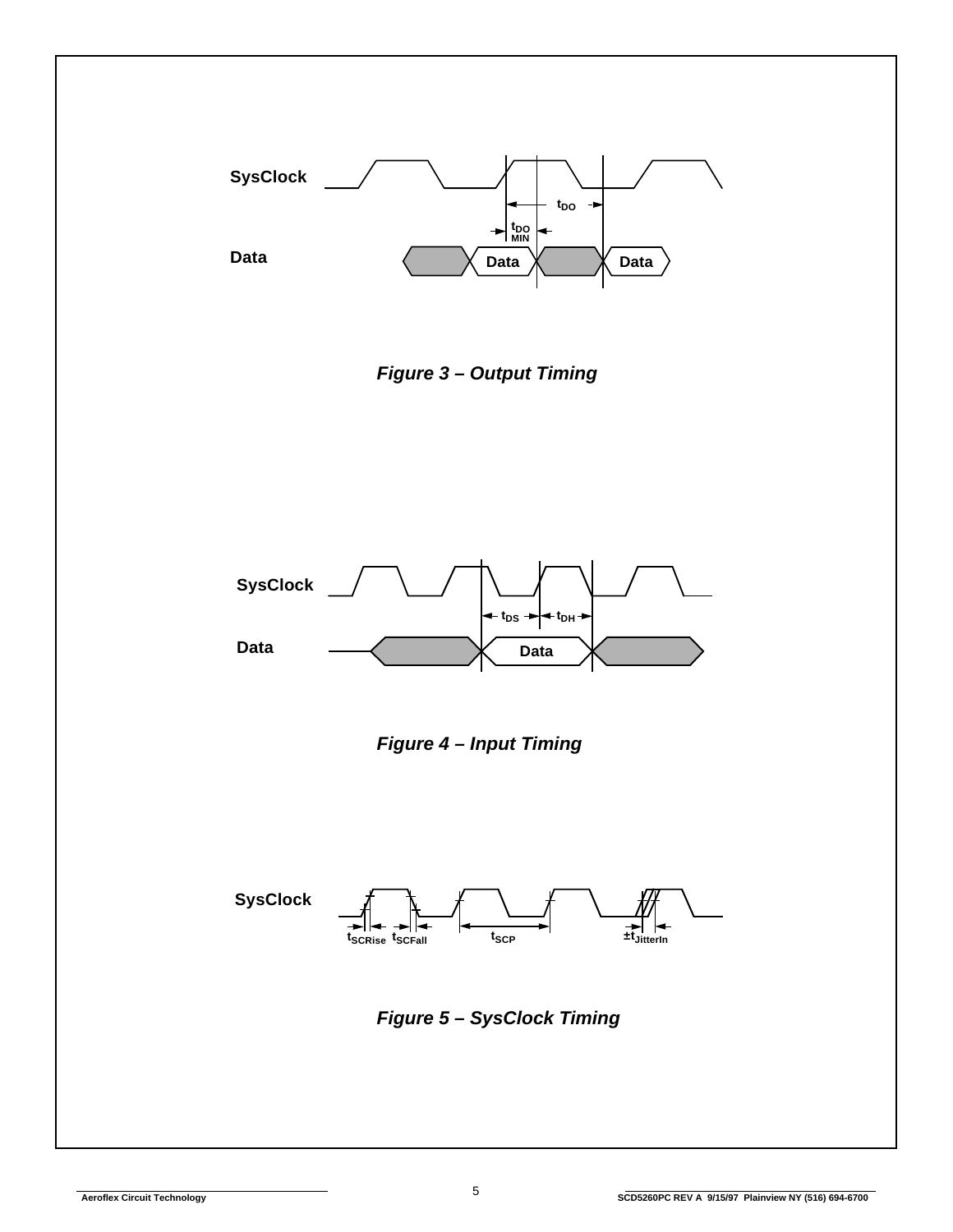SysClock

Data

$t_{DO}$

$t_{DO}$ MIN

Data

Data

*Figure 3 – Output Timing*

SysClock

Data

$t_{DS}$

$t_{DH}$

Data

*Figure 4 – Input Timing*

SysClock

$t_{SCRise}$ $t_{SCFall}$ $t_{SCP}$ $\pm t_{JitterIn}$

*Figure 5 – SysClock Timing*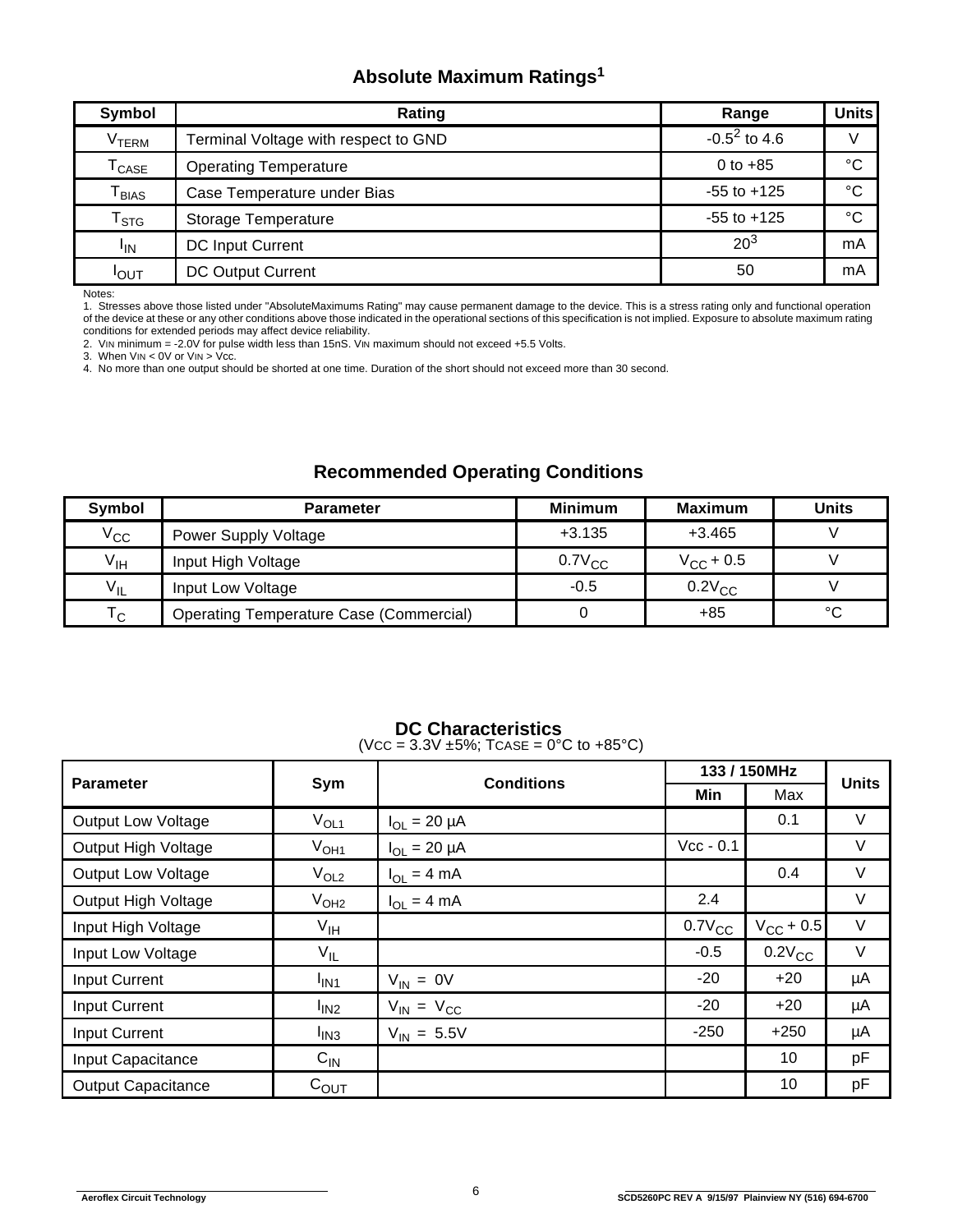## Absolute Maximum Ratings[1]

| Symbol | Rating | Range | Units |
|---|---|---|---|
| $V_{TERM}$ | Terminal Voltage with respect to GND | -0.5[2] to 4.6 | V |
| $T_{CASE}$ | Operating Temperature | 0 to +85 | °C |
| $T_{BIAS}$ | Case Temperature under Bias | -55 to +125 | °C |
| $T_{STG}$ | Storage Temperature | -55 to +125 | °C |
| $I_{IN}$ | DC Input Current | 20[3] | mA |
| $I_{OUT}$ | DC Output Current | 50 | mA |

Notes:

1. Stresses above those listed under "AbsoluteMaximums Rating" may cause permanent damage to the device. This is a stress rating only and functional operation of the device at these or any other conditions above those indicated in the operational sections of this specification is not implied. Exposure to absolute maximum rating conditions for extended periods may affect device reliability.
2. $V_{IN}$ minimum = -2.0V for pulse width less than 15nS. $V_{IN}$ maximum should not exceed +5.5 Volts.
3. When $V_{IN}$ < 0V or $V_{IN}$ > Vcc.
4. No more than one output should be shorted at one time. Duration of the short should not exceed more than 30 second.

## Recommended Operating Conditions

| Symbol | Parameter | Minimum | Maximum | Units |
|---|---|---|---|---|
| $V_{CC}$ | Power Supply Voltage | +3.135 | +3.465 | V |
| $V_{IH}$ | Input High Voltage | $0.7V_{CC}$ | $V_{CC}$ + 0.5 | V |
| $V_{IL}$ | Input Low Voltage | -0.5 | $0.2V_{CC}$ | V |
| $T_C$ | Operating Temperature Case (Commercial) | 0 | +85 | °C |

## DC Characteristics

(VCC = 3.3V ±5%; TCASE = 0°C to +85°C)

| Parameter | Sym | Conditions | 133 / 150MHz | | Units |
|---|---|---|---|---|---|
| | | | Min | Max | |
| Output Low Voltage | $V_{OL1}$ | $I_{OL}$ = 20 µA | | 0.1 | V |
| Output High Voltage | $V_{OH1}$ | $I_{OL}$ = 20 µA | Vcc - 0.1 | | V |
| Output Low Voltage | $V_{OL2}$ | $I_{OL}$ = 4 mA | | 0.4 | V |
| Output High Voltage | $V_{OH2}$ | $I_{OL}$ = 4 mA | 2.4 | | V |
| Input High Voltage | $V_{IH}$ | | $0.7V_{CC}$ | $V_{CC}$ + 0.5 | V |
| Input Low Voltage | $V_{IL}$ | | -0.5 | $0.2V_{CC}$ | V |
| Input Current | $I_{IN1}$ | $V_{IN}$ = 0V | -20 | +20 | µA |
| Input Current | $I_{IN2}$ | $V_{IN}$ = $V_{CC}$ | -20 | +20 | µA |
| Input Current | $I_{IN3}$ | $V_{IN}$ = 5.5V | -250 | +250 | µA |
| Input Capacitance | $C_{IN}$ | | | 10 | pF |
| Output Capacitance | $C_{OUT}$ | | | 10 | pF |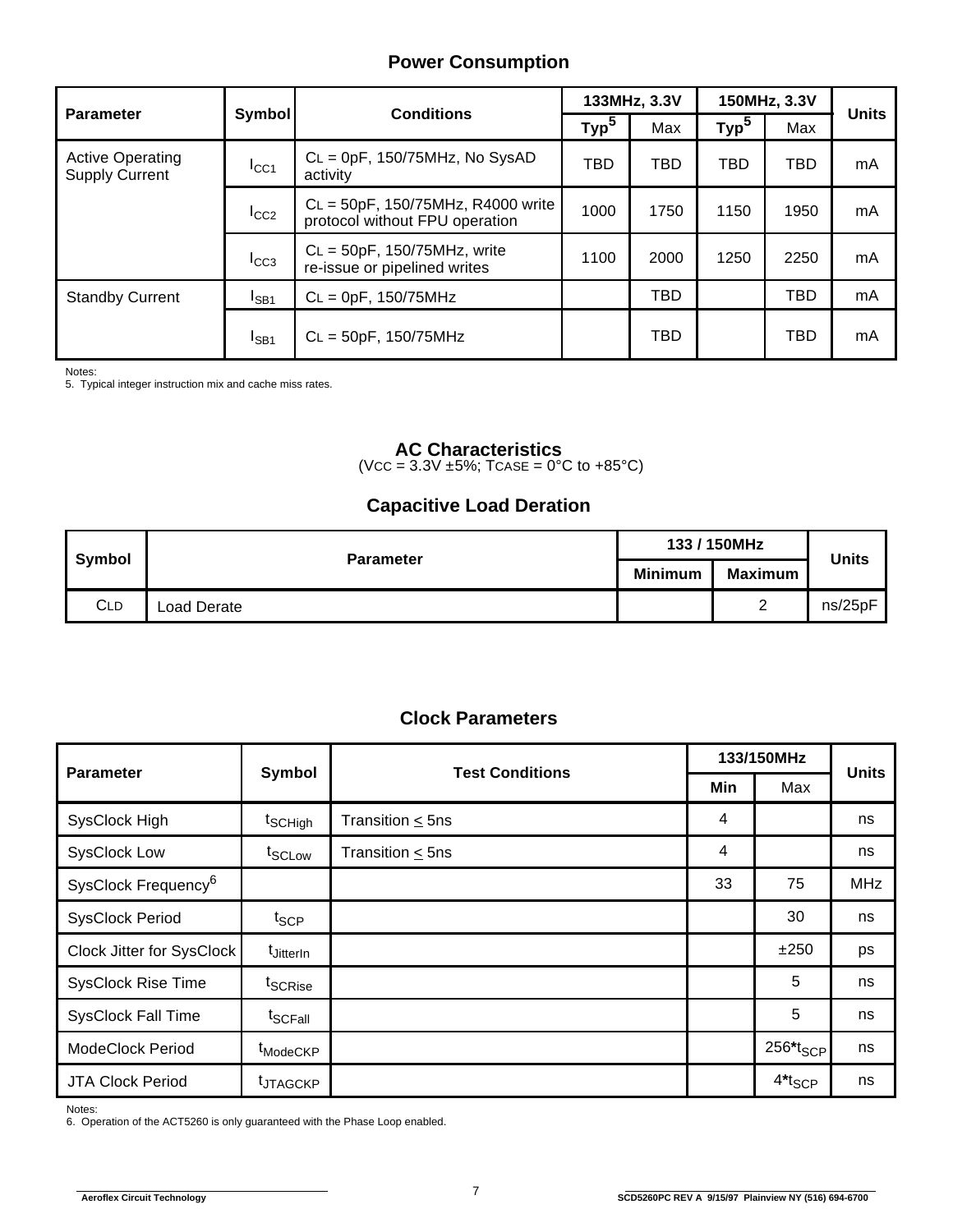## Power Consumption

| Parameter | Symbol | Conditions | 133MHz, 3.3V | | 150MHz, 3.3V | | Units |
|---|---|---|---|---|---|---|---|
| | | | Typ[5] | Max | Typ[5] | Max | |
| Active Operating Supply Current | $I_{CC1}$ | $C_L$ = 0pF, 150/75MHz, No SysAD activity | TBD | TBD | TBD | TBD | mA |
| | $I_{CC2}$ | $C_L$ = 50pF, 150/75MHz, R4000 write protocol without FPU operation | 1000 | 1750 | 1150 | 1950 | mA |
| | $I_{CC3}$ | $C_L$ = 50pF, 150/75MHz, write re-issue or pipelined writes | 1100 | 2000 | 1250 | 2250 | mA |
| Standby Current | $I_{SB1}$ | $C_L$ = 0pF, 150/75MHz | | TBD | | TBD | mA |
| | $I_{SB1}$ | $C_L$ = 50pF, 150/75MHz | | TBD | | TBD | mA |

Notes:
5. Typical integer instruction mix and cache miss rates.

## AC Characteristics

($V_{CC}$ = 3.3V ±5%; $T_{CASE}$ = 0°C to +85°C)

### Capacitive Load Deration

| Symbol | Parameter | 133 / 150MHz | | Units |
|---|---|---|---|---|
| | | Minimum | Maximum | |
| $C_{LD}$ | Load Derate | | 2 | ns/25pF |

### Clock Parameters

| Parameter | Symbol | Test Conditions | 133/150MHz | | Units |
|---|---|---|---|---|---|
| | | | Min | Max | |
| SysClock High | $t_{SCHigh}$ | Transition ≤ 5ns | 4 | | ns |
| SysClock Low | $t_{SCLow}$ | Transition ≤ 5ns | 4 | | ns |
| SysClock Frequency[6] | | | 33 | 75 | MHz |
| SysClock Period | $t_{SCP}$ | | | 30 | ns |
| Clock Jitter for SysClock | $t_{JitterIn}$ | | | ±250 | ps |
| SysClock Rise Time | $t_{SCRise}$ | | | 5 | ns |
| SysClock Fall Time | $t_{SCFall}$ | | | 5 | ns |
| ModeClock Period | $t_{ModeCKP}$ | | | 256*$t_{SCP}$ | ns |
| JTA Clock Period | $t_{JTAGCKP}$ | | | 4*$t_{SCP}$ | ns |

Notes:
6. Operation of the ACT5260 is only guaranteed with the Phase Loop enabled.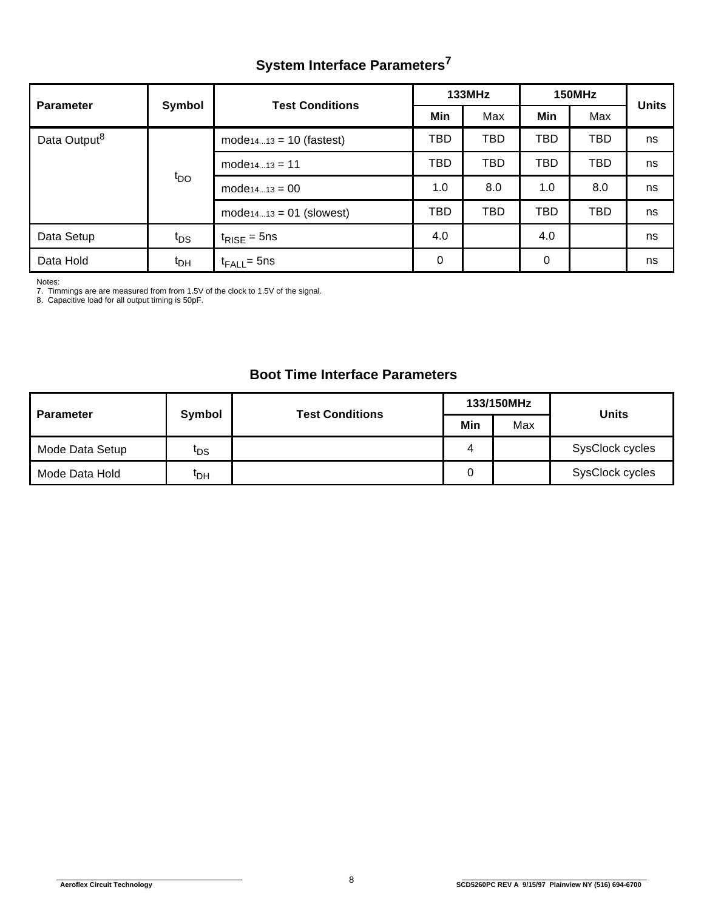## System Interface Parameters[7]

| Parameter | Symbol | Test Conditions | 133MHz | | 150MHz | | Units |
|---|---|---|---|---|---|---|---|
| | | | **Min** | Max | **Min** | Max | |
| Data Output[8] | $t_{DO}$ | $mode_{14...13}$ = 10 (fastest) | TBD | TBD | TBD | TBD | ns |
| | | $mode_{14...13}$ = 11 | TBD | TBD | TBD | TBD | ns |
| | | $mode_{14...13}$ = 00 | 1.0 | 8.0 | 1.0 | 8.0 | ns |
| | | $mode_{14...13}$ = 01 (slowest) | TBD | TBD | TBD | TBD | ns |
| Data Setup | $t_{DS}$ | $t_{RISE}$ = 5ns | 4.0 | | 4.0 | | ns |
| Data Hold | $t_{DH}$ | $t_{FALL}$= 5ns | 0 | | 0 | | ns |

Notes:
7. Timmings are are measured from from 1.5V of the clock to 1.5V of the signal.
8. Capacitive load for all output timing is 50pF.

## Boot Time Interface Parameters

| Parameter | Symbol | Test Conditions | 133/150MHz | | Units |
|---|---|---|---|---|---|
| | | | **Min** | Max | |
| Mode Data Setup | $t_{DS}$ | | 4 | | SysClock cycles |
| Mode Data Hold | $t_{DH}$ | | 0 | | SysClock cycles |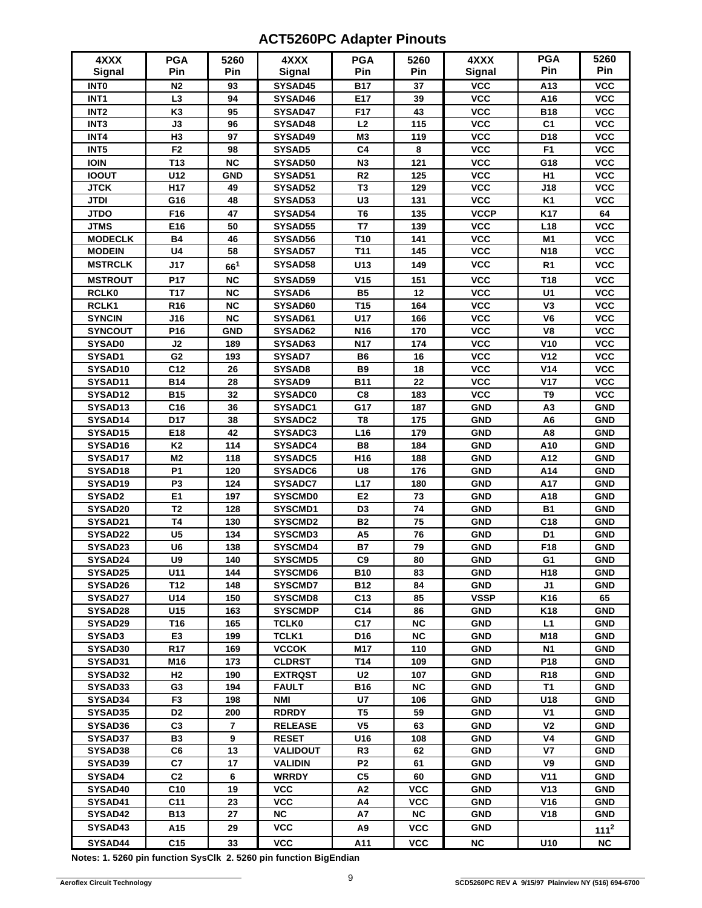## ACT5260PC Adapter Pinouts

| 4XXX Signal | PGA Pin | 5260 Pin | 4XXX Signal | PGA Pin | 5260 Pin | 4XXX Signal | PGA Pin | 5260 Pin |
|---|---|---|---|---|---|---|---|---|
| INT0 | N2 | 93 | SYSAD45 | B17 | 37 | VCC | A13 | VCC |
| INT1 | L3 | 94 | SYSAD46 | E17 | 39 | VCC | A16 | VCC |
| INT2 | K3 | 95 | SYSAD47 | F17 | 43 | VCC | B18 | VCC |
| INT3 | J3 | 96 | SYSAD48 | L2 | 115 | VCC | C1 | VCC |
| INT4 | H3 | 97 | SYSAD49 | M3 | 119 | VCC | D18 | VCC |
| INT5 | F2 | 98 | SYSAD5 | C4 | 8 | VCC | F1 | VCC |
| IOIN | T13 | NC | SYSAD50 | N3 | 121 | VCC | G18 | VCC |
| IOOUT | U12 | GND | SYSAD51 | R2 | 125 | VCC | H1 | VCC |
| JTCK | H17 | 49 | SYSAD52 | T3 | 129 | VCC | J18 | VCC |
| JTDI | G16 | 48 | SYSAD53 | U3 | 131 | VCC | K1 | VCC |
| JTDO | F16 | 47 | SYSAD54 | T6 | 135 | VCCP | K17 | 64 |
| JTMS | E16 | 50 | SYSAD55 | T7 | 139 | VCC | L18 | VCC |
| MODECLK | B4 | 46 | SYSAD56 | T10 | 141 | VCC | M1 | VCC |
| MODEIN | U4 | 58 | SYSAD57 | T11 | 145 | VCC | N18 | VCC |
| MSTRCLK | J17 | 66[1] | SYSAD58 | U13 | 149 | VCC | R1 | VCC |
| MSTROUT | P17 | NC | SYSAD59 | V15 | 151 | VCC | T18 | VCC |
| RCLK0 | T17 | NC | SYSAD6 | B5 | 12 | VCC | U1 | VCC |
| RCLK1 | R16 | NC | SYSAD60 | T15 | 164 | VCC | V3 | VCC |
| SYNCIN | J16 | NC | SYSAD61 | U17 | 166 | VCC | V6 | VCC |
| SYNCOUT | P16 | GND | SYSAD62 | N16 | 170 | VCC | V8 | VCC |
| SYSAD0 | J2 | 189 | SYSAD63 | N17 | 174 | VCC | V10 | VCC |
| SYSAD1 | G2 | 193 | SYSAD7 | B6 | 16 | VCC | V12 | VCC |
| SYSAD10 | C12 | 26 | SYSAD8 | B9 | 18 | VCC | V14 | VCC |
| SYSAD11 | B14 | 28 | SYSAD9 | B11 | 22 | VCC | V17 | VCC |
| SYSAD12 | B15 | 32 | SYSADC0 | C8 | 183 | VCC | T9 | VCC |
| SYSAD13 | C16 | 36 | SYSADC1 | G17 | 187 | GND | A3 | GND |
| SYSAD14 | D17 | 38 | SYSADC2 | T8 | 175 | GND | A6 | GND |
| SYSAD15 | E18 | 42 | SYSADC3 | L16 | 179 | GND | A8 | GND |
| SYSAD16 | K2 | 114 | SYSADC4 | B8 | 184 | GND | A10 | GND |
| SYSAD17 | M2 | 118 | SYSADC5 | H16 | 188 | GND | A12 | GND |
| SYSAD18 | P1 | 120 | SYSADC6 | U8 | 176 | GND | A14 | GND |
| SYSAD19 | P3 | 124 | SYSADC7 | L17 | 180 | GND | A17 | GND |
| SYSAD2 | E1 | 197 | SYSCMD0 | E2 | 73 | GND | A18 | GND |
| SYSAD20 | T2 | 128 | SYSCMD1 | D3 | 74 | GND | B1 | GND |
| SYSAD21 | T4 | 130 | SYSCMD2 | B2 | 75 | GND | C18 | GND |
| SYSAD22 | U5 | 134 | SYSCMD3 | A5 | 76 | GND | D1 | GND |
| SYSAD23 | U6 | 138 | SYSCMD4 | B7 | 79 | GND | F18 | GND |
| SYSAD24 | U9 | 140 | SYSCMD5 | C9 | 80 | GND | G1 | GND |
| SYSAD25 | U11 | 144 | SYSCMD6 | B10 | 83 | GND | H18 | GND |
| SYSAD26 | T12 | 148 | SYSCMD7 | B12 | 84 | GND | J1 | GND |
| SYSAD27 | U14 | 150 | SYSCMD8 | C13 | 85 | VSSP | K16 | 65 |
| SYSAD28 | U15 | 163 | SYSCMDP | C14 | 86 | GND | K18 | GND |
| SYSAD29 | T16 | 165 | TCLK0 | C17 | NC | GND | L1 | GND |
| SYSAD3 | E3 | 199 | TCLK1 | D16 | NC | GND | M18 | GND |
| SYSAD30 | R17 | 169 | VCCOK | M17 | 110 | GND | N1 | GND |
| SYSAD31 | M16 | 173 | CLDRST | T14 | 109 | GND | P18 | GND |
| SYSAD32 | H2 | 190 | EXTRQST | U2 | 107 | GND | R18 | GND |
| SYSAD33 | G3 | 194 | FAULT | B16 | NC | GND | T1 | GND |
| SYSAD34 | F3 | 198 | NMI | U7 | 106 | GND | U18 | GND |
| SYSAD35 | D2 | 200 | RDRDY | T5 | 59 | GND | V1 | GND |
| SYSAD36 | C3 | 7 | RELEASE | V5 | 63 | GND | V2 | GND |
| SYSAD37 | B3 | 9 | RESET | U16 | 108 | GND | V4 | GND |
| SYSAD38 | C6 | 13 | VALIDOUT | R3 | 62 | GND | V7 | GND |
| SYSAD39 | C7 | 17 | VALIDIN | P2 | 61 | GND | V9 | GND |
| SYSAD4 | C2 | 6 | WRRDY | C5 | 60 | GND | V11 | GND |
| SYSAD40 | C10 | 19 | VCC | A2 | VCC | GND | V13 | GND |
| SYSAD41 | C11 | 23 | VCC | A4 | VCC | GND | V16 | GND |
| SYSAD42 | B13 | 27 | NC | A7 | NC | GND | V18 | GND |
| SYSAD43 | A15 | 29 | VCC | A9 | VCC | GND | | 111[2] |
| SYSAD44 | C15 | 33 | VCC | A11 | VCC | NC | U10 | NC |

**Notes: 1. 5260 pin function SysClk 2. 5260 pin function BigEndian**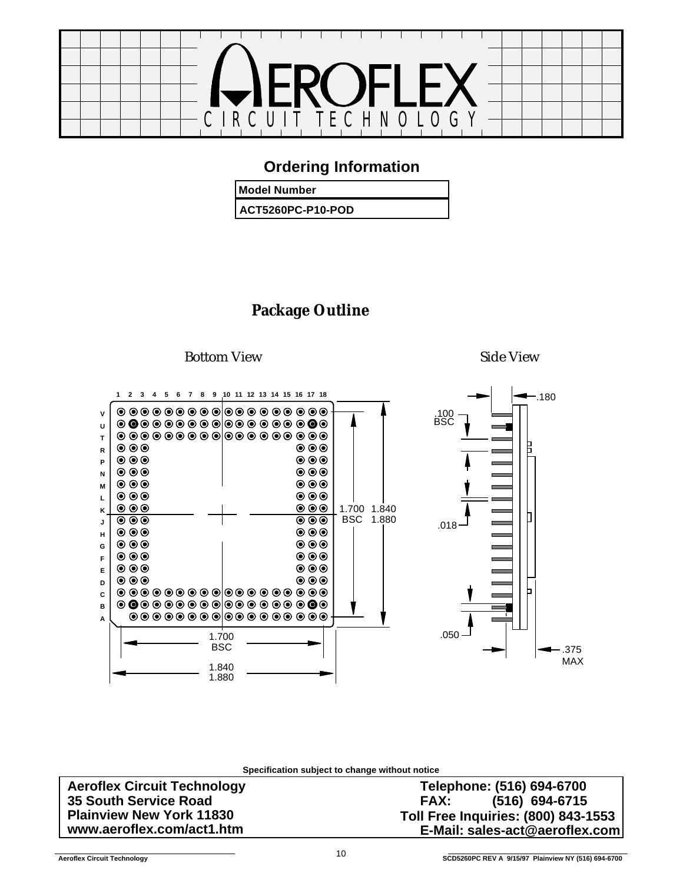AEROFLEX CIRCUIT TECHNOLOGY

## Ordering Information

| Model Number |
| --- |
| ACT5260PC-P10-POD |

## Package Outline

Bottom View

1 2 3 4 5 6 7 8 9 10 11 12 13 14 15 16 17 18

V U T R P N M L K J H G F E D C B A

1.700 BSC

1.840 1.880

1.700 BSC

1.840 1.880

Side View

.180

.100 BSC

.018

.050

.375 MAX

**Specification subject to change without notice**

| | |
| --- | --- |
| **Aeroflex Circuit Technology** | **Telephone: (516) 694-6700** |
| **35 South Service Road** | **FAX: (516) 694-6715** |
| **Plainview New York 11830** | **Toll Free Inquiries: (800) 843-1553** |
| **www.aeroflex.com/act1.htm** | **E-Mail: sales-act@aeroflex.com** |